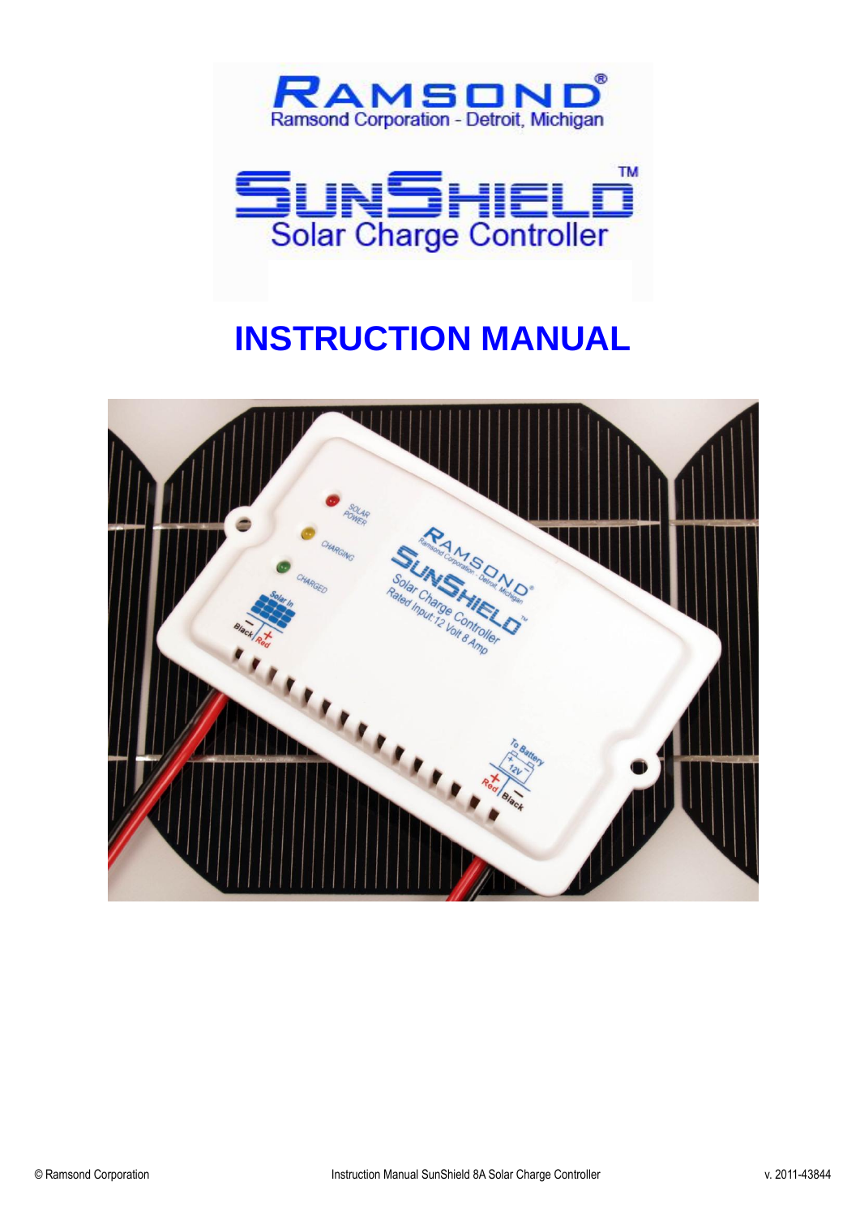# RAMSOND®

Ramsond Corporation - Detroit, Michigan

# SUNSHIELD™

Solar Charge Controller

# INSTRUCTION MANUAL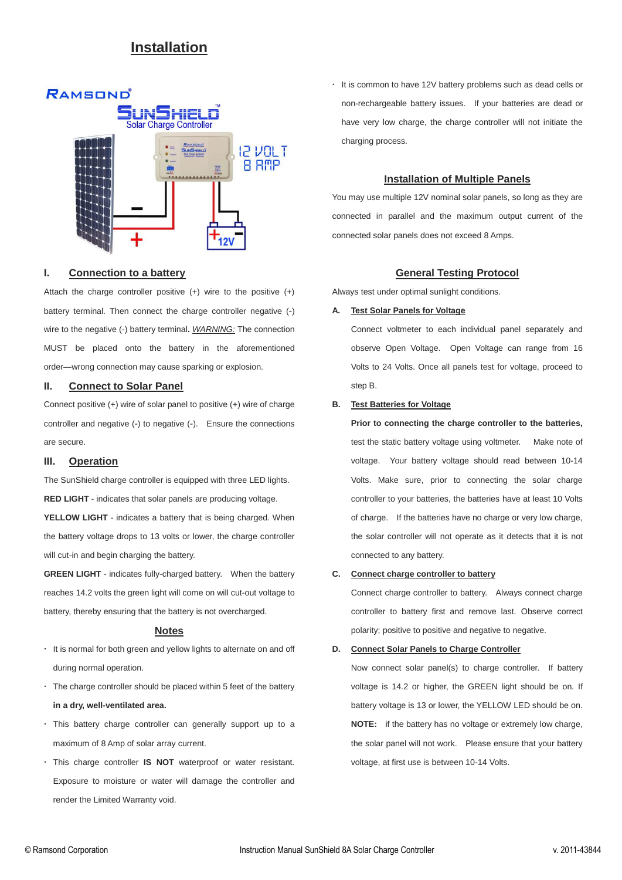# Installation

## I. Connection to a battery

Attach the charge controller positive (+) wire to the positive (+) battery terminal. Then connect the charge controller negative (-) wire to the negative (-) battery terminal**.** *WARNING:* The connection MUST be placed onto the battery in the aforementioned order—wrong connection may cause sparking or explosion.

## II. Connect to Solar Panel

Connect positive (+) wire of solar panel to positive (+) wire of charge controller and negative (-) to negative (-). Ensure the connections are secure.

## III. Operation

The SunShield charge controller is equipped with three LED lights.

**RED LIGHT** - indicates that solar panels are producing voltage.

**YELLOW LIGHT** - indicates a battery that is being charged. When the battery voltage drops to 13 volts or lower, the charge controller will cut-in and begin charging the battery.

**GREEN LIGHT** - indicates fully-charged battery. When the battery reaches 14.2 volts the green light will come on will cut-out voltage to battery, thereby ensuring that the battery is not overcharged.

## Notes

- It is normal for both green and yellow lights to alternate on and off during normal operation.
- The charge controller should be placed within 5 feet of the battery **in a dry, well-ventilated area.**
- This battery charge controller can generally support up to a maximum of 8 Amp of solar array current.
- This charge controller **IS NOT** waterproof or water resistant. Exposure to moisture or water will damage the controller and render the Limited Warranty void.
- It is common to have 12V battery problems such as dead cells or non-rechargeable battery issues. If your batteries are dead or have very low charge, the charge controller will not initiate the charging process.

## Installation of Multiple Panels

You may use multiple 12V nominal solar panels, so long as they are connected in parallel and the maximum output current of the connected solar panels does not exceed 8 Amps.

## General Testing Protocol

Always test under optimal sunlight conditions.

**A. Test Solar Panels for Voltage**

Connect voltmeter to each individual panel separately and observe Open Voltage. Open Voltage can range from 16 Volts to 24 Volts. Once all panels test for voltage, proceed to step B.

**B. Test Batteries for Voltage**

**Prior to connecting the charge controller to the batteries,** test the static battery voltage using voltmeter. Make note of voltage. Your battery voltage should read between 10-14 Volts. Make sure, prior to connecting the solar charge controller to your batteries, the batteries have at least 10 Volts of charge. If the batteries have no charge or very low charge, the solar controller will not operate as it detects that it is not connected to any battery.

**C. Connect charge controller to battery**

Connect charge controller to battery. Always connect charge controller to battery first and remove last. Observe correct polarity; positive to positive and negative to negative.

**D. Connect Solar Panels to Charge Controller**

Now connect solar panel(s) to charge controller. If battery voltage is 14.2 or higher, the GREEN light should be on. If battery voltage is 13 or lower, the YELLOW LED should be on. **NOTE:** if the battery has no voltage or extremely low charge, the solar panel will not work. Please ensure that your battery voltage, at first use is between 10-14 Volts.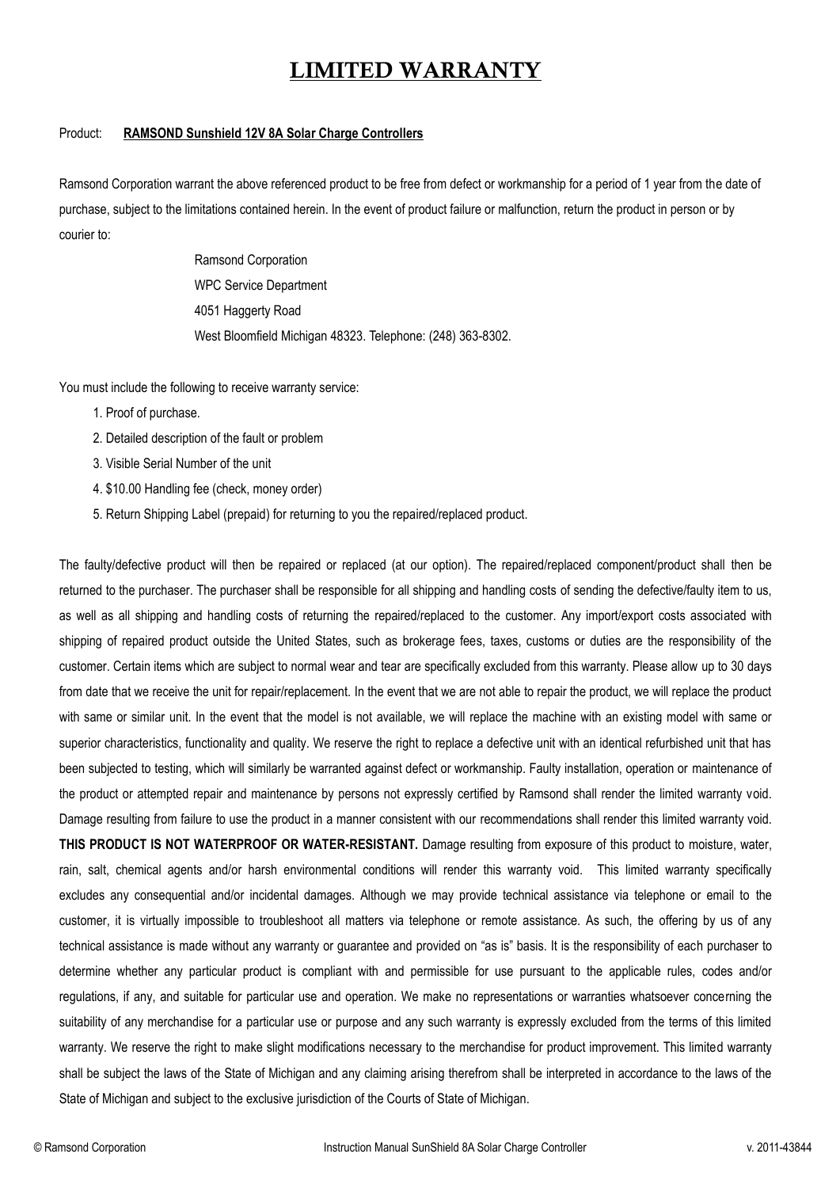# LIMITED WARRANTY

Product: **RAMSOND Sunshield 12V 8A Solar Charge Controllers**

Ramsond Corporation warrant the above referenced product to be free from defect or workmanship for a period of 1 year from the date of purchase, subject to the limitations contained herein. In the event of product failure or malfunction, return the product in person or by courier to:

Ramsond Corporation
WPC Service Department
4051 Haggerty Road
West Bloomfield Michigan 48323. Telephone: (248) 363-8302.

You must include the following to receive warranty service:

1. Proof of purchase.
2. Detailed description of the fault or problem
3. Visible Serial Number of the unit
4. $10.00 Handling fee (check, money order)
5. Return Shipping Label (prepaid) for returning to you the repaired/replaced product.

The faulty/defective product will then be repaired or replaced (at our option). The repaired/replaced component/product shall then be returned to the purchaser. The purchaser shall be responsible for all shipping and handling costs of sending the defective/faulty item to us, as well as all shipping and handling costs of returning the repaired/replaced to the customer. Any import/export costs associated with shipping of repaired product outside the United States, such as brokerage fees, taxes, customs or duties are the responsibility of the customer. Certain items which are subject to normal wear and tear are specifically excluded from this warranty. Please allow up to 30 days from date that we receive the unit for repair/replacement. In the event that we are not able to repair the product, we will replace the product with same or similar unit. In the event that the model is not available, we will replace the machine with an existing model with same or superior characteristics, functionality and quality. We reserve the right to replace a defective unit with an identical refurbished unit that has been subjected to testing, which will similarly be warranted against defect or workmanship. Faulty installation, operation or maintenance of the product or attempted repair and maintenance by persons not expressly certified by Ramsond shall render the limited warranty void. Damage resulting from failure to use the product in a manner consistent with our recommendations shall render this limited warranty void. **THIS PRODUCT IS NOT WATERPROOF OR WATER-RESISTANT.** Damage resulting from exposure of this product to moisture, water, rain, salt, chemical agents and/or harsh environmental conditions will render this warranty void. This limited warranty specifically excludes any consequential and/or incidental damages. Although we may provide technical assistance via telephone or email to the customer, it is virtually impossible to troubleshoot all matters via telephone or remote assistance. As such, the offering by us of any technical assistance is made without any warranty or guarantee and provided on "as is" basis. It is the responsibility of each purchaser to determine whether any particular product is compliant with and permissible for use pursuant to the applicable rules, codes and/or regulations, if any, and suitable for particular use and operation. We make no representations or warranties whatsoever concerning the suitability of any merchandise for a particular use or purpose and any such warranty is expressly excluded from the terms of this limited warranty. We reserve the right to make slight modifications necessary to the merchandise for product improvement. This limited warranty shall be subject the laws of the State of Michigan and any claiming arising therefrom shall be interpreted in accordance to the laws of the State of Michigan and subject to the exclusive jurisdiction of the Courts of State of Michigan.